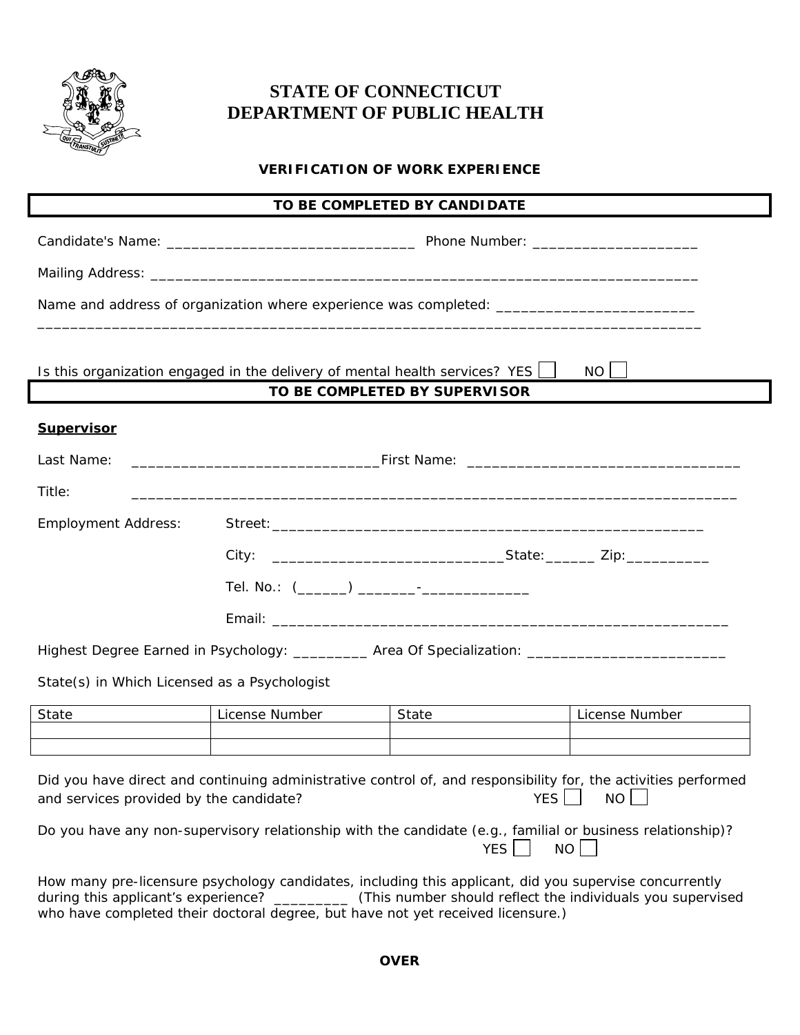# STATE OF CONNECTICUT
# DEPARTMENT OF PUBLIC HEALTH

### VERIFICATION OF WORK EXPERIENCE

**TO BE COMPLETED BY CANDIDATE**

Candidate's Name: ______________________________ Phone Number: ____________________

Mailing Address: ____________________________________________________________________

Name and address of organization where experience was completed: _________________________

____________________________________________________________________________________

Is this organization engaged in the delivery of mental health services? YES ☐ NO ☐

**TO BE COMPLETED BY SUPERVISOR**

**Supervisor**

Last Name: ______________________________ First Name: ________________________________

Title: ______________________________________________________________________________

Employment Address: Street: _____________________________________________________

City: ____________________________ State: ______ Zip: __________

Tel. No.: (______) _______-_____________

Email: ________________________________________________________

Highest Degree Earned in Psychology: _________ Area Of Specialization: _______________________

State(s) in Which Licensed as a Psychologist

| State | License Number | State | License Number |
|---|---|---|---|
| | | | |
| | | | |

Did you have direct and continuing administrative control of, and responsibility for, the activities performed and services provided by the candidate? YES ☐ NO ☐

Do you have any non-supervisory relationship with the candidate (e.g., familial or business relationship)? YES ☐ NO ☐

How many pre-licensure psychology candidates, including this applicant, did you supervise concurrently during this applicant's experience? _________ (This number should reflect the individuals you supervised who have completed their doctoral degree, but have not yet received licensure.)

**OVER**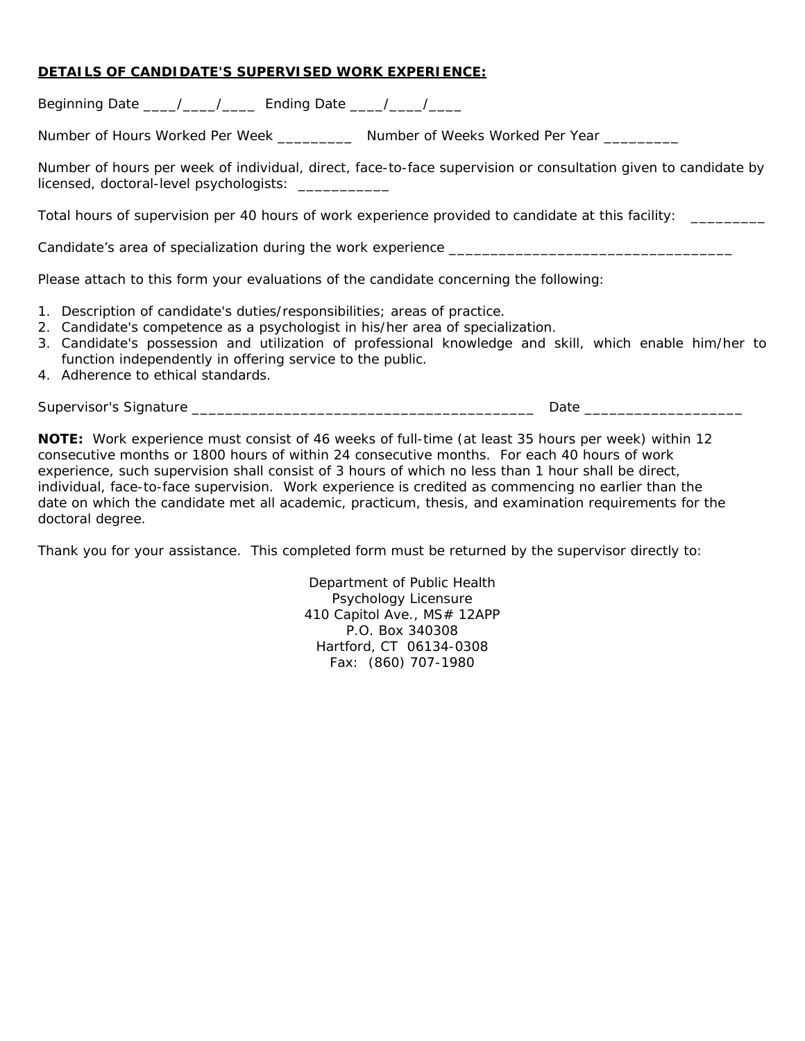**DETAILS OF CANDIDATE'S SUPERVISED WORK EXPERIENCE:**

Beginning Date ____/____/____  Ending Date ____/____/____

Number of Hours Worked Per Week _________   Number of Weeks Worked Per Year _________

Number of hours per week of individual, direct, face-to-face supervision or consultation given to candidate by licensed, doctoral-level psychologists: ___________

Total hours of supervision per 40 hours of work experience provided to candidate at this facility: _________

Candidate's area of specialization during the work experience ___________________________________

Please attach to this form your evaluations of the candidate concerning the following:

1. Description of candidate's duties/responsibilities; areas of practice.
2. Candidate's competence as a psychologist in his/her area of specialization.
3. Candidate's possession and utilization of professional knowledge and skill, which enable him/her to function independently in offering service to the public.
4. Adherence to ethical standards.

Supervisor's Signature __________________________________________  Date ___________________

**NOTE:** Work experience must consist of 46 weeks of full-time (at least 35 hours per week) within 12 consecutive months or 1800 hours of within 24 consecutive months. For each 40 hours of work experience, such supervision shall consist of 3 hours of which no less than 1 hour shall be direct, individual, face-to-face supervision. Work experience is credited as commencing no earlier than the date on which the candidate met all academic, practicum, thesis, and examination requirements for the doctoral degree.

Thank you for your assistance. This completed form must be returned by the supervisor directly to:

Department of Public Health
Psychology Licensure
410 Capitol Ave., MS# 12APP
P.O. Box 340308
Hartford, CT 06134-0308
Fax: (860) 707-1980